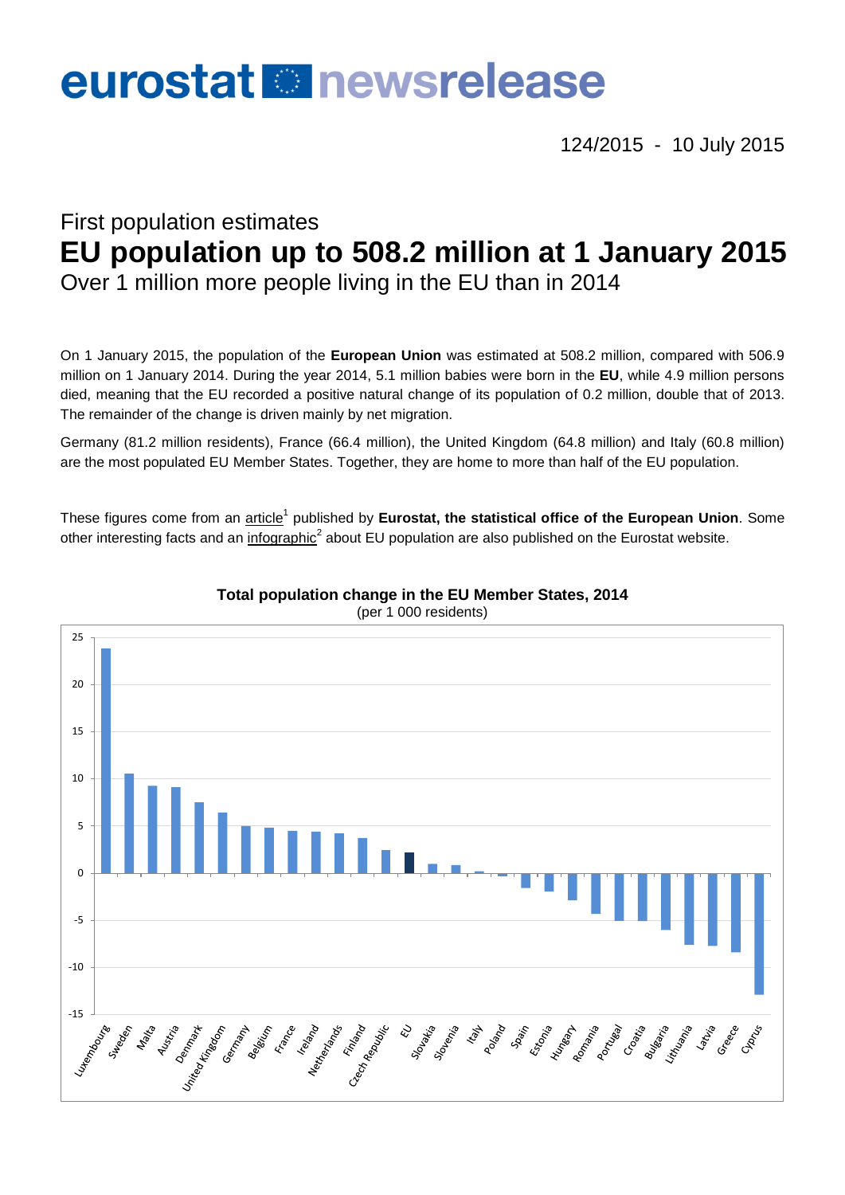# eurostat newsrelease

124/2015 - 10 July 2015

## First population estimates

# EU population up to 508.2 million at 1 January 2015

### Over 1 million more people living in the EU than in 2014

On 1 January 2015, the population of the **European Union** was estimated at 508.2 million, compared with 506.9 million on 1 January 2014. During the year 2014, 5.1 million babies were born in the **EU**, while 4.9 million persons died, meaning that the EU recorded a positive natural change of its population of 0.2 million, double that of 2013. The remainder of the change is driven mainly by net migration.

Germany (81.2 million residents), France (66.4 million), the United Kingdom (64.8 million) and Italy (60.8 million) are the most populated EU Member States. Together, they are home to more than half of the EU population.

These figures come from an article[1] published by **Eurostat, the statistical office of the European Union**. Some other interesting facts and an infographic[2] about EU population are also published on the Eurostat website.

**Total population change in the EU Member States, 2014**
(per 1 000 residents)

Luxembourg, Sweden, Malta, Austria, Denmark, United Kingdom, Germany, Belgium, France, Ireland, Netherlands, Finland, Czech Republic, EU, Slovakia, Slovenia, Italy, Poland, Spain, Estonia, Hungary, Romania, Portugal, Croatia, Bulgaria, Lithuania, Latvia, Greece, Cyprus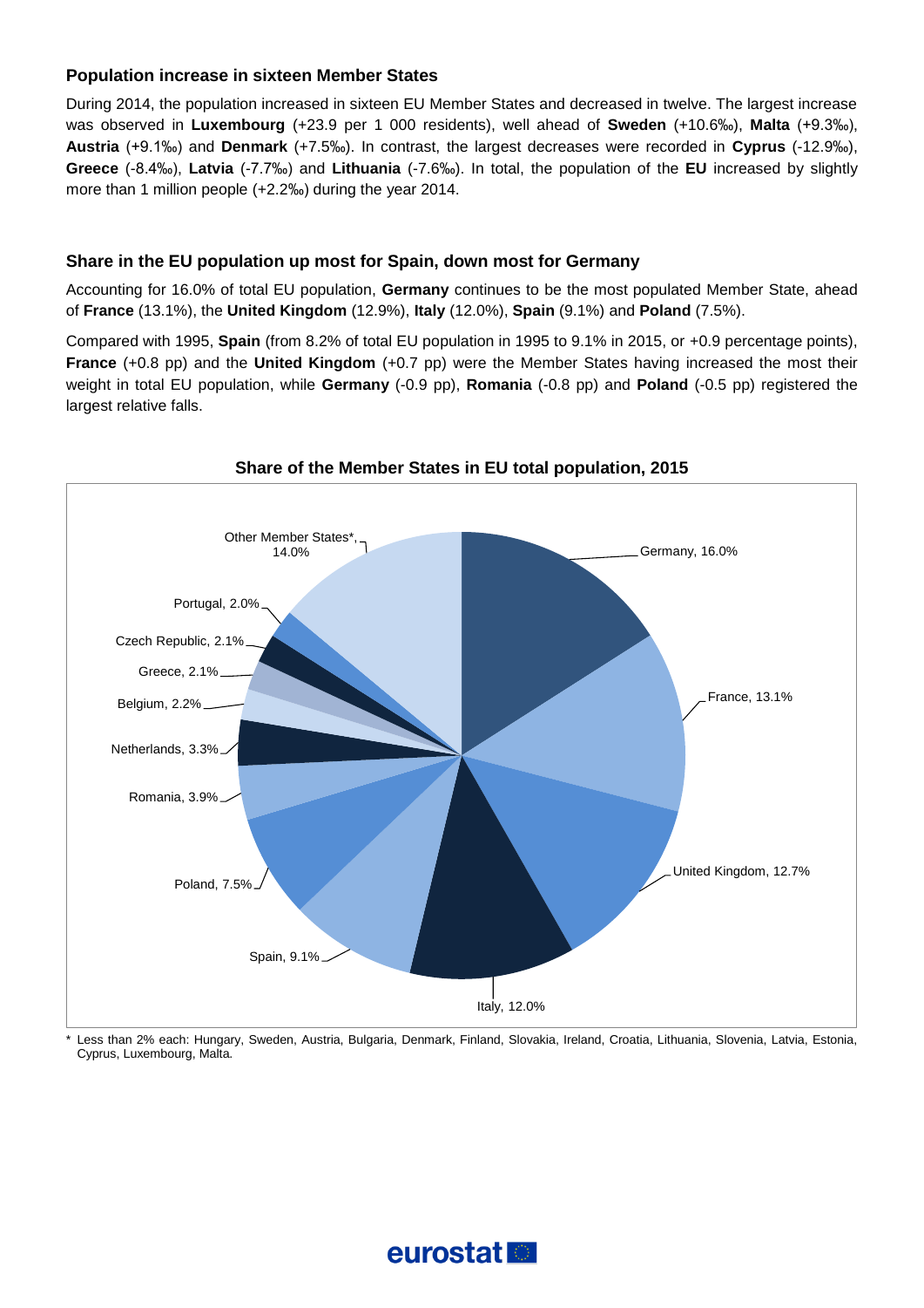### Population increase in sixteen Member States

During 2014, the population increased in sixteen EU Member States and decreased in twelve. The largest increase was observed in **Luxembourg** (+23.9 per 1 000 residents), well ahead of **Sweden** (+10.6‰), **Malta** (+9.3‰), **Austria** (+9.1‰) and **Denmark** (+7.5‰). In contrast, the largest decreases were recorded in **Cyprus** (-12.9‰), **Greece** (-8.4‰), **Latvia** (-7.7‰) and **Lithuania** (-7.6‰). In total, the population of the **EU** increased by slightly more than 1 million people (+2.2‰) during the year 2014.

### Share in the EU population up most for Spain, down most for Germany

Accounting for 16.0% of total EU population, **Germany** continues to be the most populated Member State, ahead of **France** (13.1%), the **United Kingdom** (12.9%), **Italy** (12.0%), **Spain** (9.1%) and **Poland** (7.5%).

Compared with 1995, **Spain** (from 8.2% of total EU population in 1995 to 9.1% in 2015, or +0.9 percentage points), **France** (+0.8 pp) and the **United Kingdom** (+0.7 pp) were the Member States having increased the most their weight in total EU population, while **Germany** (-0.9 pp), **Romania** (-0.8 pp) and **Poland** (-0.5 pp) registered the largest relative falls.

**Share of the Member States in EU total population, 2015**

| Member State | Share |
|---|---|
| Germany | 16.0% |
| France | 13.1% |
| United Kingdom | 12.7% |
| Italy | 12.0% |
| Spain | 9.1% |
| Poland | 7.5% |
| Romania | 3.9% |
| Netherlands | 3.3% |
| Belgium | 2.2% |
| Greece | 2.1% |
| Czech Republic | 2.1% |
| Portugal | 2.0% |
| Other Member States* | 14.0% |

\* Less than 2% each: Hungary, Sweden, Austria, Bulgaria, Denmark, Finland, Slovakia, Ireland, Croatia, Lithuania, Slovenia, Latvia, Estonia, Cyprus, Luxembourg, Malta.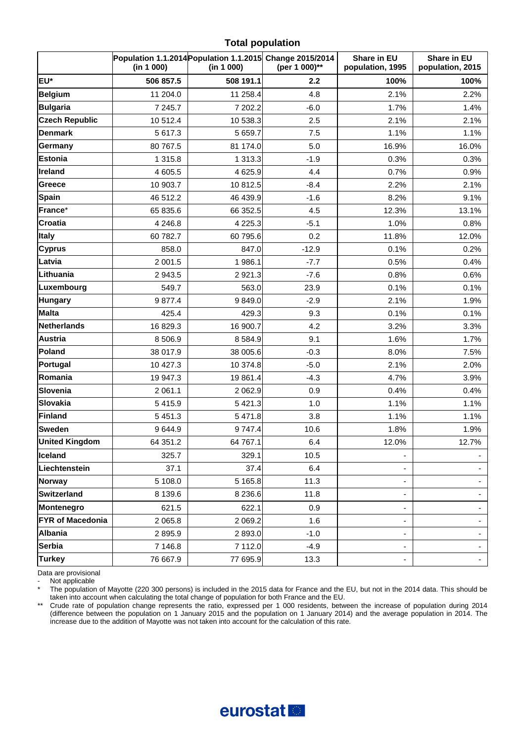## Total population

| | Population 1.1.2014 (in 1 000) | Population 1.1.2015 (in 1 000) | Change 2015/2014 (per 1 000)** | Share in EU population, 1995 | Share in EU population, 2015 |
|---|---|---|---|---|---|
| **EU*** | **506 857.5** | **508 191.1** | **2.2** | **100%** | **100%** |
| **Belgium** | 11 204.0 | 11 258.4 | 4.8 | 2.1% | 2.2% |
| **Bulgaria** | 7 245.7 | 7 202.2 | -6.0 | 1.7% | 1.4% |
| **Czech Republic** | 10 512.4 | 10 538.3 | 2.5 | 2.1% | 2.1% |
| **Denmark** | 5 617.3 | 5 659.7 | 7.5 | 1.1% | 1.1% |
| **Germany** | 80 767.5 | 81 174.0 | 5.0 | 16.9% | 16.0% |
| **Estonia** | 1 315.8 | 1 313.3 | -1.9 | 0.3% | 0.3% |
| **Ireland** | 4 605.5 | 4 625.9 | 4.4 | 0.7% | 0.9% |
| **Greece** | 10 903.7 | 10 812.5 | -8.4 | 2.2% | 2.1% |
| **Spain** | 46 512.2 | 46 439.9 | -1.6 | 8.2% | 9.1% |
| **France*** | 65 835.6 | 66 352.5 | 4.5 | 12.3% | 13.1% |
| **Croatia** | 4 246.8 | 4 225.3 | -5.1 | 1.0% | 0.8% |
| **Italy** | 60 782.7 | 60 795.6 | 0.2 | 11.8% | 12.0% |
| **Cyprus** | 858.0 | 847.0 | -12.9 | 0.1% | 0.2% |
| **Latvia** | 2 001.5 | 1 986.1 | -7.7 | 0.5% | 0.4% |
| **Lithuania** | 2 943.5 | 2 921.3 | -7.6 | 0.8% | 0.6% |
| **Luxembourg** | 549.7 | 563.0 | 23.9 | 0.1% | 0.1% |
| **Hungary** | 9 877.4 | 9 849.0 | -2.9 | 2.1% | 1.9% |
| **Malta** | 425.4 | 429.3 | 9.3 | 0.1% | 0.1% |
| **Netherlands** | 16 829.3 | 16 900.7 | 4.2 | 3.2% | 3.3% |
| **Austria** | 8 506.9 | 8 584.9 | 9.1 | 1.6% | 1.7% |
| **Poland** | 38 017.9 | 38 005.6 | -0.3 | 8.0% | 7.5% |
| **Portugal** | 10 427.3 | 10 374.8 | -5.0 | 2.1% | 2.0% |
| **Romania** | 19 947.3 | 19 861.4 | -4.3 | 4.7% | 3.9% |
| **Slovenia** | 2 061.1 | 2 062.9 | 0.9 | 0.4% | 0.4% |
| **Slovakia** | 5 415.9 | 5 421.3 | 1.0 | 1.1% | 1.1% |
| **Finland** | 5 451.3 | 5 471.8 | 3.8 | 1.1% | 1.1% |
| **Sweden** | 9 644.9 | 9 747.4 | 10.6 | 1.8% | 1.9% |
| **United Kingdom** | 64 351.2 | 64 767.1 | 6.4 | 12.0% | 12.7% |
| **Iceland** | 325.7 | 329.1 | 10.5 | - | - |
| **Liechtenstein** | 37.1 | 37.4 | 6.4 | - | - |
| **Norway** | 5 108.0 | 5 165.8 | 11.3 | - | - |
| **Switzerland** | 8 139.6 | 8 236.6 | 11.8 | - | - |
| **Montenegro** | 621.5 | 622.1 | 0.9 | - | - |
| **FYR of Macedonia** | 2 065.8 | 2 069.2 | 1.6 | - | - |
| **Albania** | 2 895.9 | 2 893.0 | -1.0 | - | - |
| **Serbia** | 7 146.8 | 7 112.0 | -4.9 | - | - |
| **Turkey** | 76 667.9 | 77 695.9 | 13.3 | - | - |

Data are provisional

- Not applicable

\* The population of Mayotte (220 300 persons) is included in the 2015 data for France and the EU, but not in the 2014 data. This should be taken into account when calculating the total change of population for both France and the EU.

\*\* Crude rate of population change represents the ratio, expressed per 1 000 residents, between the increase of population during 2014 (difference between the population on 1 January 2015 and the population on 1 January 2014) and the average population in 2014. The increase due to the addition of Mayotte was not taken into account for the calculation of this rate.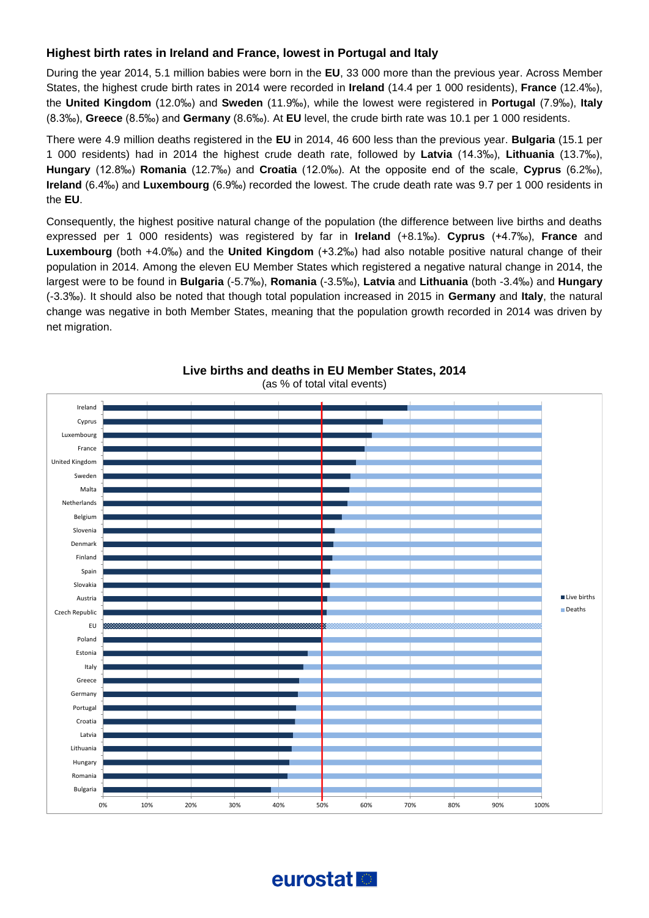### Highest birth rates in Ireland and France, lowest in Portugal and Italy

During the year 2014, 5.1 million babies were born in the **EU**, 33 000 more than the previous year. Across Member States, the highest crude birth rates in 2014 were recorded in **Ireland** (14.4 per 1 000 residents), **France** (12.4‰), the **United Kingdom** (12.0‰) and **Sweden** (11.9‰), while the lowest were registered in **Portugal** (7.9‰), **Italy** (8.3‰), **Greece** (8.5‰) and **Germany** (8.6‰). At **EU** level, the crude birth rate was 10.1 per 1 000 residents.

There were 4.9 million deaths registered in the **EU** in 2014, 46 600 less than the previous year. **Bulgaria** (15.1 per 1 000 residents) had in 2014 the highest crude death rate, followed by **Latvia** (14.3‰), **Lithuania** (13.7‰), **Hungary** (12.8‰) **Romania** (12.7‰) and **Croatia** (12.0‰). At the opposite end of the scale, **Cyprus** (6.2‰), **Ireland** (6.4‰) and **Luxembourg** (6.9‰) recorded the lowest. The crude death rate was 9.7 per 1 000 residents in the **EU**.

Consequently, the highest positive natural change of the population (the difference between live births and deaths expressed per 1 000 residents) was registered by far in **Ireland** (+8.1‰). **Cyprus** (+4.7‰), **France** and **Luxembourg** (both +4.0‰) and the **United Kingdom** (+3.2‰) had also notable positive natural change of their population in 2014. Among the eleven EU Member States which registered a negative natural change in 2014, the largest were to be found in **Bulgaria** (-5.7‰), **Romania** (-3.5‰), **Latvia** and **Lithuania** (both -3.4‰) and **Hungary** (-3.3‰). It should also be noted that though total population increased in 2015 in **Germany** and **Italy**, the natural change was negative in both Member States, meaning that the population growth recorded in 2014 was driven by net migration.

**Live births and deaths in EU Member States, 2014**
(as % of total vital events)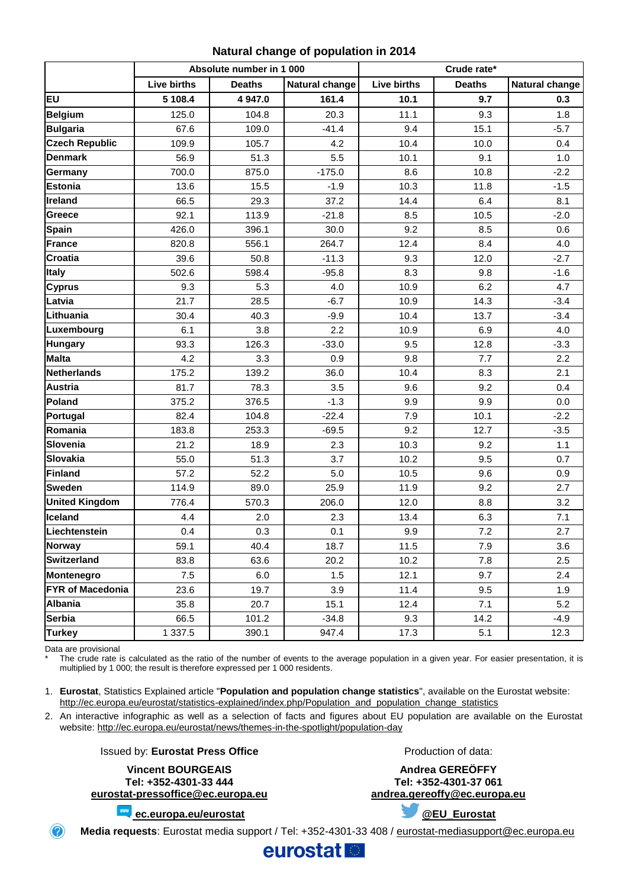# Natural change of population in 2014

| | Absolute number in 1 000 | | | Crude rate* | | |
|---|---|---|---|---|---|---|
| | Live births | Deaths | Natural change | Live births | Deaths | Natural change |
| **EU** | **5 108.4** | **4 947.0** | **161.4** | **10.1** | **9.7** | **0.3** |
| **Belgium** | 125.0 | 104.8 | 20.3 | 11.1 | 9.3 | 1.8 |
| **Bulgaria** | 67.6 | 109.0 | -41.4 | 9.4 | 15.1 | -5.7 |
| **Czech Republic** | 109.9 | 105.7 | 4.2 | 10.4 | 10.0 | 0.4 |
| **Denmark** | 56.9 | 51.3 | 5.5 | 10.1 | 9.1 | 1.0 |
| **Germany** | 700.0 | 875.0 | -175.0 | 8.6 | 10.8 | -2.2 |
| **Estonia** | 13.6 | 15.5 | -1.9 | 10.3 | 11.8 | -1.5 |
| **Ireland** | 66.5 | 29.3 | 37.2 | 14.4 | 6.4 | 8.1 |
| **Greece** | 92.1 | 113.9 | -21.8 | 8.5 | 10.5 | -2.0 |
| **Spain** | 426.0 | 396.1 | 30.0 | 9.2 | 8.5 | 0.6 |
| **France** | 820.8 | 556.1 | 264.7 | 12.4 | 8.4 | 4.0 |
| **Croatia** | 39.6 | 50.8 | -11.3 | 9.3 | 12.0 | -2.7 |
| **Italy** | 502.6 | 598.4 | -95.8 | 8.3 | 9.8 | -1.6 |
| **Cyprus** | 9.3 | 5.3 | 4.0 | 10.9 | 6.2 | 4.7 |
| **Latvia** | 21.7 | 28.5 | -6.7 | 10.9 | 14.3 | -3.4 |
| **Lithuania** | 30.4 | 40.3 | -9.9 | 10.4 | 13.7 | -3.4 |
| **Luxembourg** | 6.1 | 3.8 | 2.2 | 10.9 | 6.9 | 4.0 |
| **Hungary** | 93.3 | 126.3 | -33.0 | 9.5 | 12.8 | -3.3 |
| **Malta** | 4.2 | 3.3 | 0.9 | 9.8 | 7.7 | 2.2 |
| **Netherlands** | 175.2 | 139.2 | 36.0 | 10.4 | 8.3 | 2.1 |
| **Austria** | 81.7 | 78.3 | 3.5 | 9.6 | 9.2 | 0.4 |
| **Poland** | 375.2 | 376.5 | -1.3 | 9.9 | 9.9 | 0.0 |
| **Portugal** | 82.4 | 104.8 | -22.4 | 7.9 | 10.1 | -2.2 |
| **Romania** | 183.8 | 253.3 | -69.5 | 9.2 | 12.7 | -3.5 |
| **Slovenia** | 21.2 | 18.9 | 2.3 | 10.3 | 9.2 | 1.1 |
| **Slovakia** | 55.0 | 51.3 | 3.7 | 10.2 | 9.5 | 0.7 |
| **Finland** | 57.2 | 52.2 | 5.0 | 10.5 | 9.6 | 0.9 |
| **Sweden** | 114.9 | 89.0 | 25.9 | 11.9 | 9.2 | 2.7 |
| **United Kingdom** | 776.4 | 570.3 | 206.0 | 12.0 | 8.8 | 3.2 |
| **Iceland** | 4.4 | 2.0 | 2.3 | 13.4 | 6.3 | 7.1 |
| **Liechtenstein** | 0.4 | 0.3 | 0.1 | 9.9 | 7.2 | 2.7 |
| **Norway** | 59.1 | 40.4 | 18.7 | 11.5 | 7.9 | 3.6 |
| **Switzerland** | 83.8 | 63.6 | 20.2 | 10.2 | 7.8 | 2.5 |
| **Montenegro** | 7.5 | 6.0 | 1.5 | 12.1 | 9.7 | 2.4 |
| **FYR of Macedonia** | 23.6 | 19.7 | 3.9 | 11.4 | 9.5 | 1.9 |
| **Albania** | 35.8 | 20.7 | 15.1 | 12.4 | 7.1 | 5.2 |
| **Serbia** | 66.5 | 101.2 | -34.8 | 9.3 | 14.2 | -4.9 |
| **Turkey** | 1 337.5 | 390.1 | 947.4 | 17.3 | 5.1 | 12.3 |

Data are provisional

\* The crude rate is calculated as the ratio of the number of events to the average population in a given year. For easier presentation, it is multiplied by 1 000; the result is therefore expressed per 1 000 residents.

1. **Eurostat**, Statistics Explained article "**Population and population change statistics**", available on the Eurostat website: http://ec.europa.eu/eurostat/statistics-explained/index.php/Population_and_population_change_statistics
2. An interactive infographic as well as a selection of facts and figures about EU population are available on the Eurostat website: http://ec.europa.eu/eurostat/news/themes-in-the-spotlight/population-day

Issued by: **Eurostat Press Office**

**Vincent BOURGEAIS**
**Tel: +352-4301-33 444**
**eurostat-pressoffice@ec.europa.eu**

Production of data:

**Andrea GEREÖFFY**
**Tel: +352-4301-37 061**
**andrea.gereoffy@ec.europa.eu**

**ec.europa.eu/eurostat**

**@EU_Eurostat**

**Media requests**: Eurostat media support / Tel: +352-4301-33 408 / eurostat-mediasupport@ec.europa.eu

eurostat